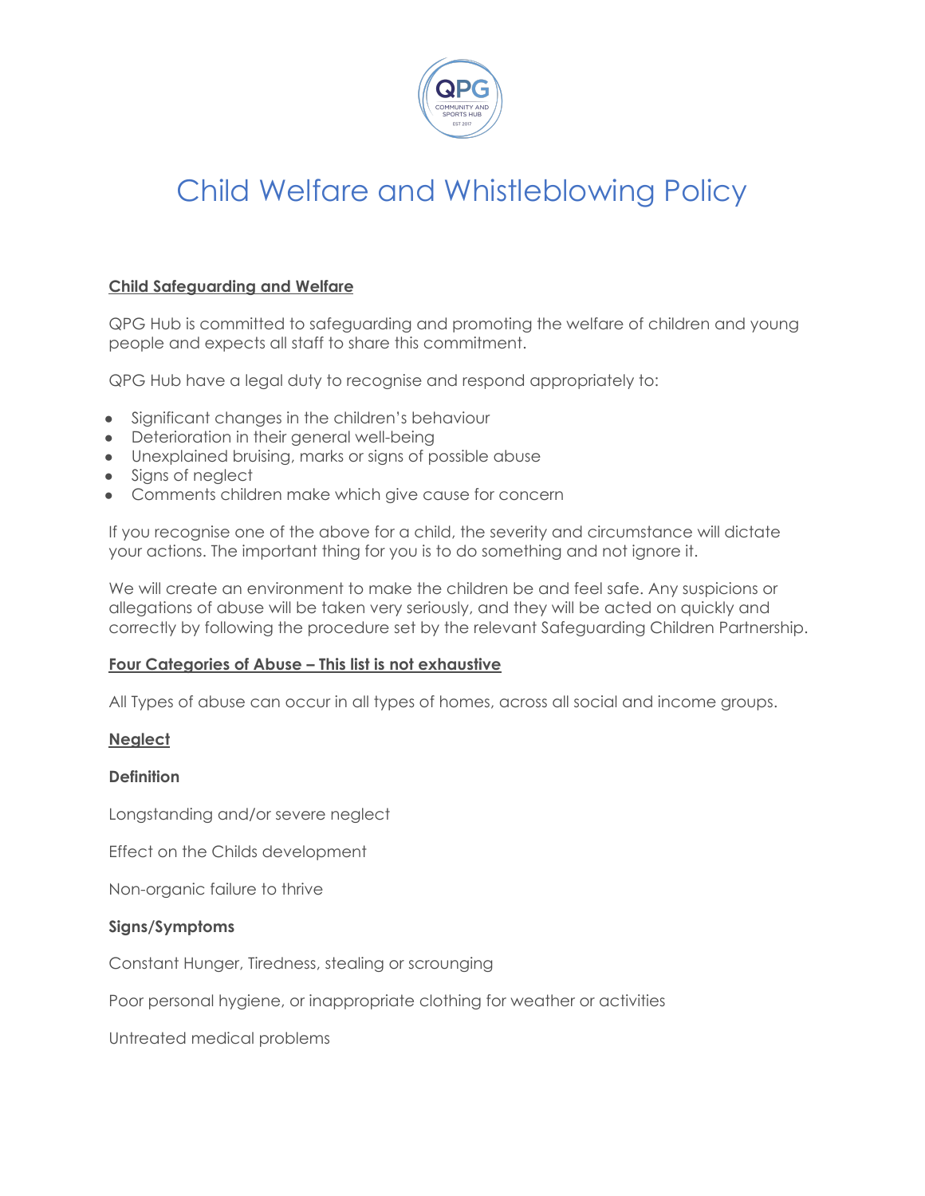# Child Welfare and Whistleblowing Policy

**Child Safeguarding and Welfare**

QPG Hub is committed to safeguarding and promoting the welfare of children and young people and expects all staff to share this commitment.

QPG Hub have a legal duty to recognise and respond appropriately to:

- Significant changes in the children's behaviour
- Deterioration in their general well-being
- Unexplained bruising, marks or signs of possible abuse
- Signs of neglect
- Comments children make which give cause for concern

If you recognise one of the above for a child, the severity and circumstance will dictate your actions. The important thing for you is to do something and not ignore it.

We will create an environment to make the children be and feel safe. Any suspicions or allegations of abuse will be taken very seriously, and they will be acted on quickly and correctly by following the procedure set by the relevant Safeguarding Children Partnership.

**Four Categories of Abuse – This list is not exhaustive**

All Types of abuse can occur in all types of homes, across all social and income groups.

**Neglect**

**Definition**

Longstanding and/or severe neglect

Effect on the Childs development

Non-organic failure to thrive

**Signs/Symptoms**

Constant Hunger, Tiredness, stealing or scrounging

Poor personal hygiene, or inappropriate clothing for weather or activities

Untreated medical problems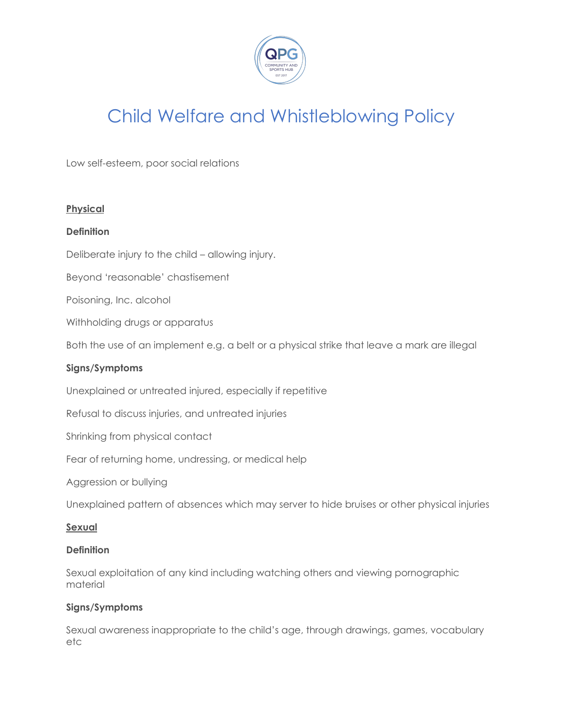Low self-esteem, poor social relations

**Physical**

**Definition**

Deliberate injury to the child – allowing injury.

Beyond 'reasonable' chastisement

Poisoning, Inc. alcohol

Withholding drugs or apparatus

Both the use of an implement e.g. a belt or a physical strike that leave a mark are illegal

**Signs/Symptoms**

Unexplained or untreated injured, especially if repetitive

Refusal to discuss injuries, and untreated injuries

Shrinking from physical contact

Fear of returning home, undressing, or medical help

Aggression or bullying

Unexplained pattern of absences which may server to hide bruises or other physical injuries

**Sexual**

**Definition**

Sexual exploitation of any kind including watching others and viewing pornographic material

**Signs/Symptoms**

Sexual awareness inappropriate to the child's age, through drawings, games, vocabulary etc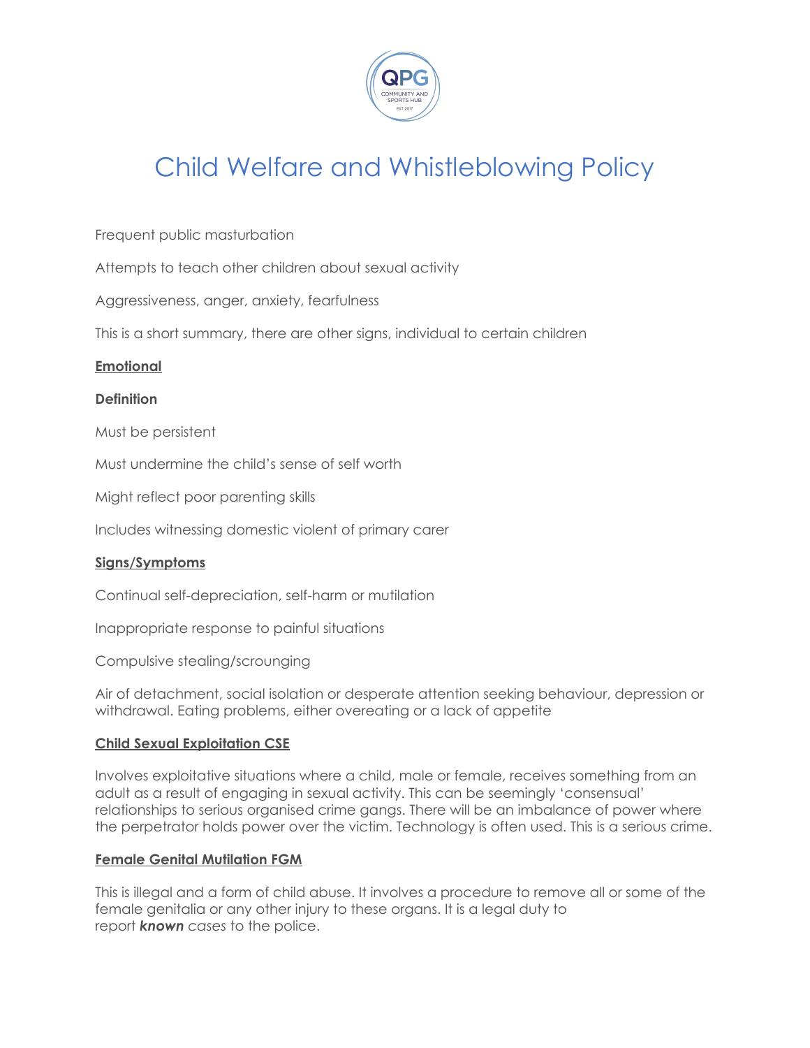# Child Welfare and Whistleblowing Policy

Frequent public masturbation

Attempts to teach other children about sexual activity

Aggressiveness, anger, anxiety, fearfulness

This is a short summary, there are other signs, individual to certain children

**Emotional**

**Definition**

Must be persistent

Must undermine the child's sense of self worth

Might reflect poor parenting skills

Includes witnessing domestic violent of primary carer

**Signs/Symptoms**

Continual self-depreciation, self-harm or mutilation

Inappropriate response to painful situations

Compulsive stealing/scrounging

Air of detachment, social isolation or desperate attention seeking behaviour, depression or withdrawal. Eating problems, either overeating or a lack of appetite

**Child Sexual Exploitation CSE**

Involves exploitative situations where a child, male or female, receives something from an adult as a result of engaging in sexual activity. This can be seemingly 'consensual' relationships to serious organised crime gangs. There will be an imbalance of power where the perpetrator holds power over the victim. Technology is often used. This is a serious crime.

**Female Genital Mutilation FGM**

This is illegal and a form of child abuse. It involves a procedure to remove all or some of the female genitalia or any other injury to these organs. It is a legal duty to report ***known*** *cases* to the police.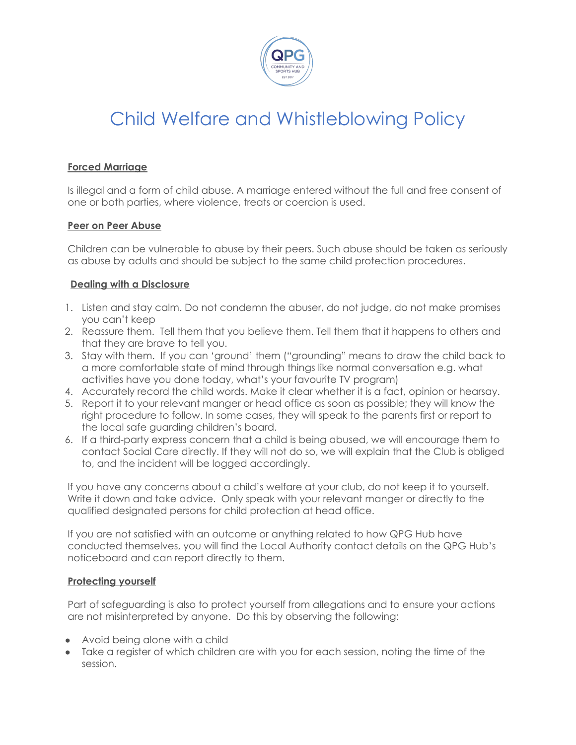# Child Welfare and Whistleblowing Policy

**Forced Marriage**

Is illegal and a form of child abuse. A marriage entered without the full and free consent of one or both parties, where violence, treats or coercion is used.

**Peer on Peer Abuse**

Children can be vulnerable to abuse by their peers. Such abuse should be taken as seriously as abuse by adults and should be subject to the same child protection procedures.

**Dealing with a Disclosure**

1. Listen and stay calm. Do not condemn the abuser, do not judge, do not make promises you can't keep
2. Reassure them. Tell them that you believe them. Tell them that it happens to others and that they are brave to tell you.
3. Stay with them. If you can 'ground' them ("grounding" means to draw the child back to a more comfortable state of mind through things like normal conversation e.g. what activities have you done today, what's your favourite TV program)
4. Accurately record the child words. Make it clear whether it is a fact, opinion or hearsay.
5. Report it to your relevant manger or head office as soon as possible; they will know the right procedure to follow. In some cases, they will speak to the parents first or report to the local safe guarding children's board.
6. If a third-party express concern that a child is being abused, we will encourage them to contact Social Care directly. If they will not do so, we will explain that the Club is obliged to, and the incident will be logged accordingly.

If you have any concerns about a child's welfare at your club, do not keep it to yourself. Write it down and take advice. Only speak with your relevant manger or directly to the qualified designated persons for child protection at head office.

If you are not satisfied with an outcome or anything related to how QPG Hub have conducted themselves, you will find the Local Authority contact details on the QPG Hub's noticeboard and can report directly to them.

**Protecting yourself**

Part of safeguarding is also to protect yourself from allegations and to ensure your actions are not misinterpreted by anyone. Do this by observing the following:

- Avoid being alone with a child
- Take a register of which children are with you for each session, noting the time of the session.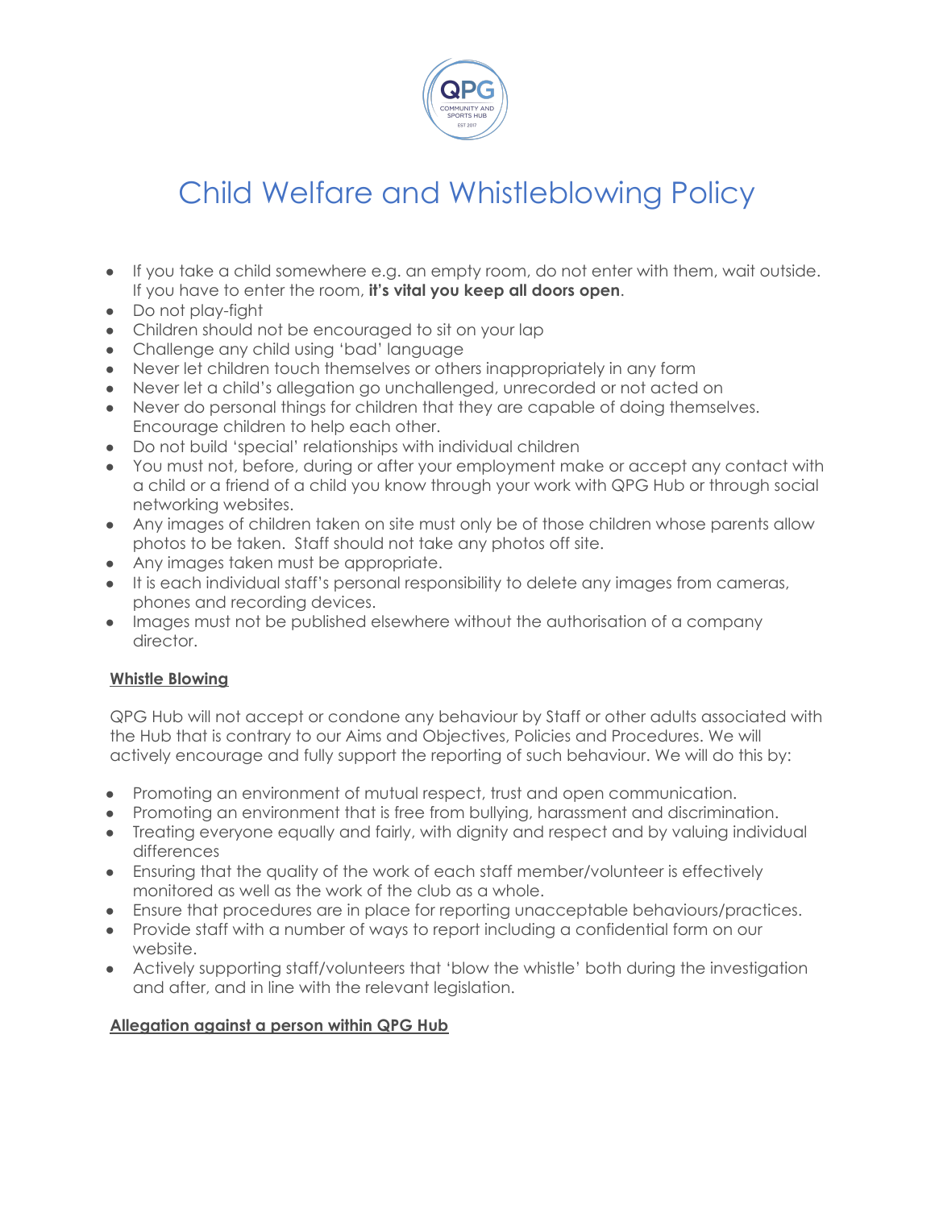# Child Welfare and Whistleblowing Policy

- If you take a child somewhere e.g. an empty room, do not enter with them, wait outside. If you have to enter the room, **it's vital you keep all doors open**.
- Do not play-fight
- Children should not be encouraged to sit on your lap
- Challenge any child using 'bad' language
- Never let children touch themselves or others inappropriately in any form
- Never let a child's allegation go unchallenged, unrecorded or not acted on
- Never do personal things for children that they are capable of doing themselves. Encourage children to help each other.
- Do not build 'special' relationships with individual children
- You must not, before, during or after your employment make or accept any contact with a child or a friend of a child you know through your work with QPG Hub or through social networking websites.
- Any images of children taken on site must only be of those children whose parents allow photos to be taken. Staff should not take any photos off site.
- Any images taken must be appropriate.
- It is each individual staff's personal responsibility to delete any images from cameras, phones and recording devices.
- Images must not be published elsewhere without the authorisation of a company director.

**Whistle Blowing**

QPG Hub will not accept or condone any behaviour by Staff or other adults associated with the Hub that is contrary to our Aims and Objectives, Policies and Procedures. We will actively encourage and fully support the reporting of such behaviour. We will do this by:

- Promoting an environment of mutual respect, trust and open communication.
- Promoting an environment that is free from bullying, harassment and discrimination.
- Treating everyone equally and fairly, with dignity and respect and by valuing individual differences
- Ensuring that the quality of the work of each staff member/volunteer is effectively monitored as well as the work of the club as a whole.
- Ensure that procedures are in place for reporting unacceptable behaviours/practices.
- Provide staff with a number of ways to report including a confidential form on our website.
- Actively supporting staff/volunteers that 'blow the whistle' both during the investigation and after, and in line with the relevant legislation.

**Allegation against a person within QPG Hub**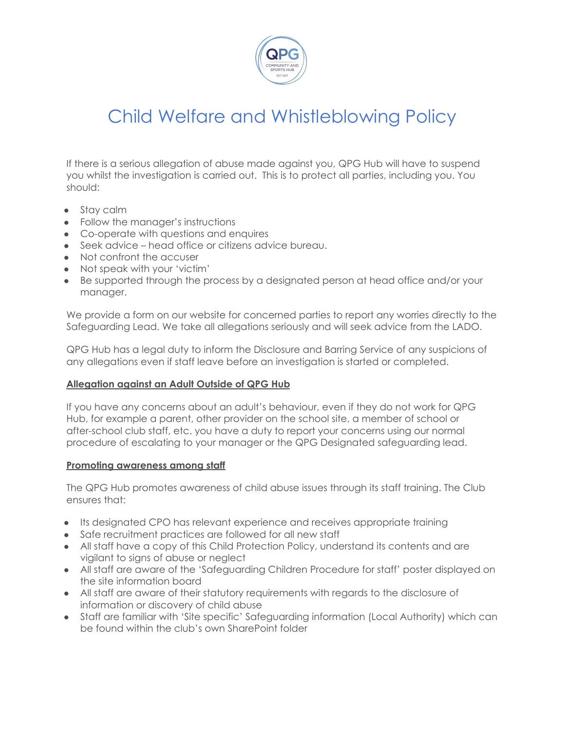# Child Welfare and Whistleblowing Policy

If there is a serious allegation of abuse made against you, QPG Hub will have to suspend you whilst the investigation is carried out. This is to protect all parties, including you. You should:

- Stay calm
- Follow the manager's instructions
- Co-operate with questions and enquires
- Seek advice – head office or citizens advice bureau.
- Not confront the accuser
- Not speak with your 'victim'
- Be supported through the process by a designated person at head office and/or your manager.

We provide a form on our website for concerned parties to report any worries directly to the Safeguarding Lead. We take all allegations seriously and will seek advice from the LADO.

QPG Hub has a legal duty to inform the Disclosure and Barring Service of any suspicions of any allegations even if staff leave before an investigation is started or completed.

**Allegation against an Adult Outside of QPG Hub**

If you have any concerns about an adult's behaviour, even if they do not work for QPG Hub, for example a parent, other provider on the school site, a member of school or after-school club staff, etc. you have a duty to report your concerns using our normal procedure of escalating to your manager or the QPG Designated safeguarding lead.

**Promoting awareness among staff**

The QPG Hub promotes awareness of child abuse issues through its staff training. The Club ensures that:

- Its designated CPO has relevant experience and receives appropriate training
- Safe recruitment practices are followed for all new staff
- All staff have a copy of this Child Protection Policy, understand its contents and are vigilant to signs of abuse or neglect
- All staff are aware of the 'Safeguarding Children Procedure for staff' poster displayed on the site information board
- All staff are aware of their statutory requirements with regards to the disclosure of information or discovery of child abuse
- Staff are familiar with 'Site specific' Safeguarding information (Local Authority) which can be found within the club's own SharePoint folder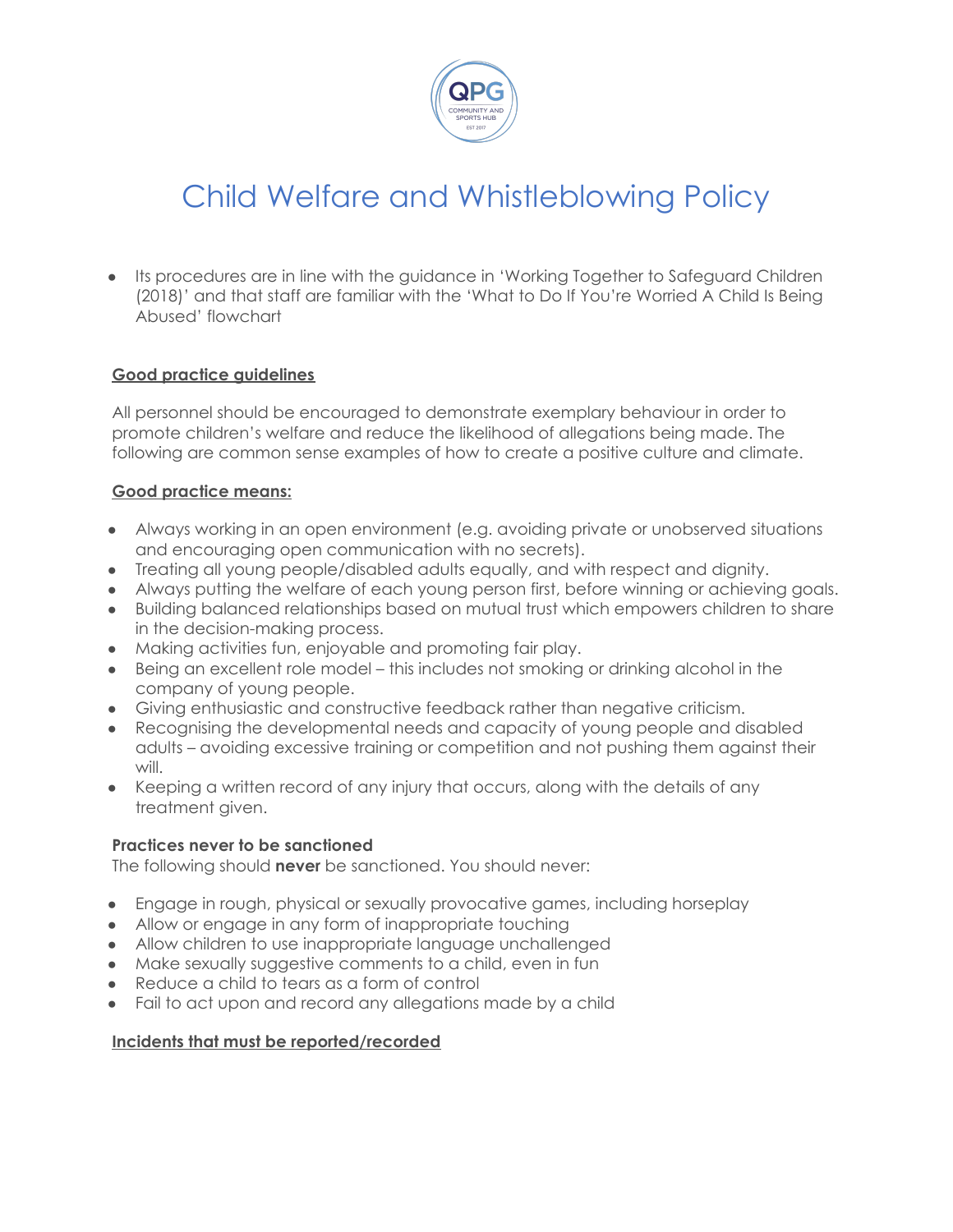# Child Welfare and Whistleblowing Policy

- Its procedures are in line with the guidance in 'Working Together to Safeguard Children (2018)' and that staff are familiar with the 'What to Do If You're Worried A Child Is Being Abused' flowchart

**Good practice guidelines**

All personnel should be encouraged to demonstrate exemplary behaviour in order to promote children's welfare and reduce the likelihood of allegations being made. The following are common sense examples of how to create a positive culture and climate.

**Good practice means:**

- Always working in an open environment (e.g. avoiding private or unobserved situations and encouraging open communication with no secrets).
- Treating all young people/disabled adults equally, and with respect and dignity.
- Always putting the welfare of each young person first, before winning or achieving goals.
- Building balanced relationships based on mutual trust which empowers children to share in the decision-making process.
- Making activities fun, enjoyable and promoting fair play.
- Being an excellent role model – this includes not smoking or drinking alcohol in the company of young people.
- Giving enthusiastic and constructive feedback rather than negative criticism.
- Recognising the developmental needs and capacity of young people and disabled adults – avoiding excessive training or competition and not pushing them against their will.
- Keeping a written record of any injury that occurs, along with the details of any treatment given.

**Practices never to be sanctioned**

The following should **never** be sanctioned. You should never:

- Engage in rough, physical or sexually provocative games, including horseplay
- Allow or engage in any form of inappropriate touching
- Allow children to use inappropriate language unchallenged
- Make sexually suggestive comments to a child, even in fun
- Reduce a child to tears as a form of control
- Fail to act upon and record any allegations made by a child

**Incidents that must be reported/recorded**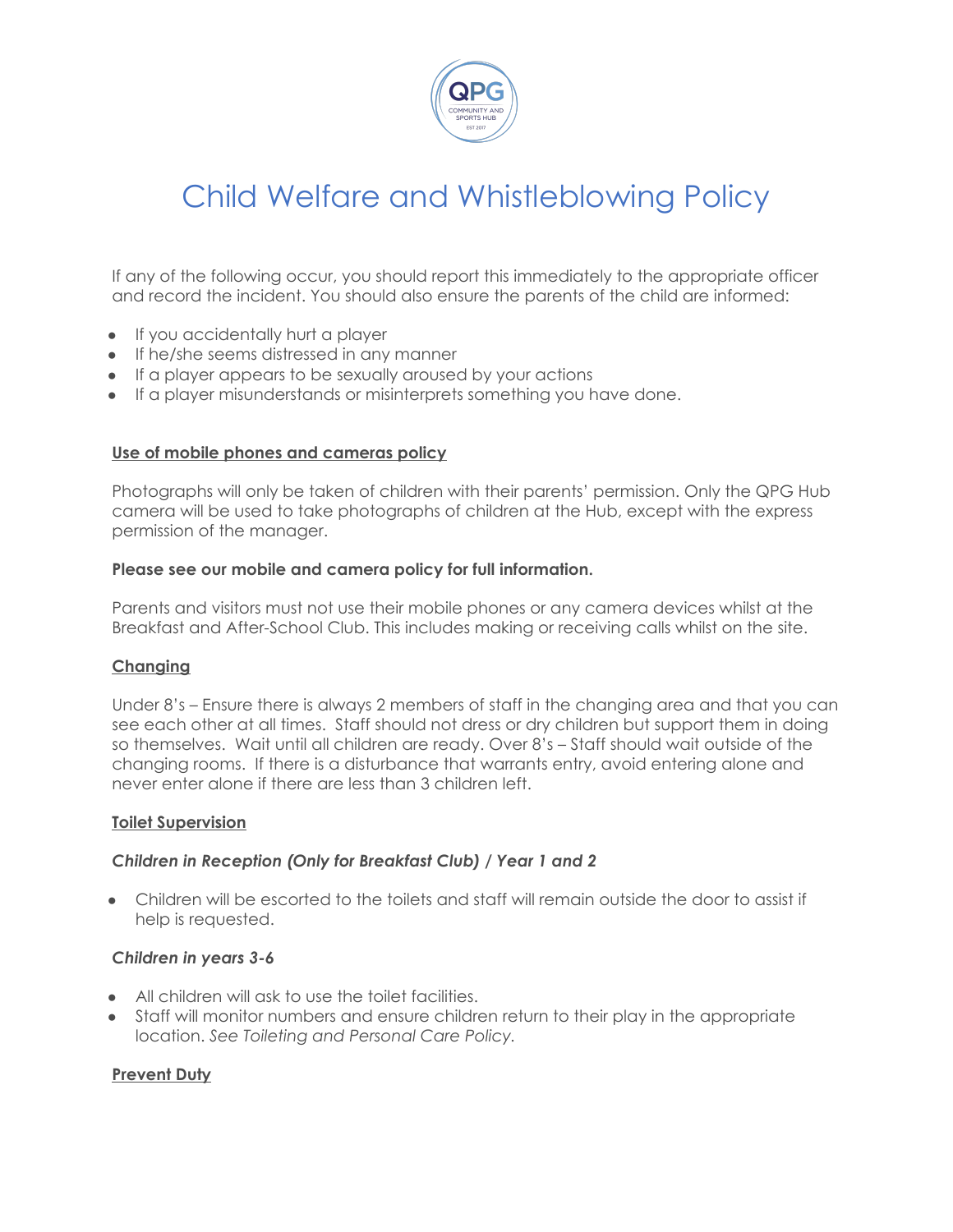# Child Welfare and Whistleblowing Policy

If any of the following occur, you should report this immediately to the appropriate officer and record the incident. You should also ensure the parents of the child are informed:

- If you accidentally hurt a player
- If he/she seems distressed in any manner
- If a player appears to be sexually aroused by your actions
- If a player misunderstands or misinterprets something you have done.

**Use of mobile phones and cameras policy**

Photographs will only be taken of children with their parents' permission. Only the QPG Hub camera will be used to take photographs of children at the Hub, except with the express permission of the manager.

**Please see our mobile and camera policy for full information.**

Parents and visitors must not use their mobile phones or any camera devices whilst at the Breakfast and After-School Club. This includes making or receiving calls whilst on the site.

**Changing**

Under 8's – Ensure there is always 2 members of staff in the changing area and that you can see each other at all times. Staff should not dress or dry children but support them in doing so themselves. Wait until all children are ready. Over 8's – Staff should wait outside of the changing rooms. If there is a disturbance that warrants entry, avoid entering alone and never enter alone if there are less than 3 children left.

**Toilet Supervision**

***Children in Reception (Only for Breakfast Club) / Year 1 and 2***

- Children will be escorted to the toilets and staff will remain outside the door to assist if help is requested.

***Children in years 3-6***

- All children will ask to use the toilet facilities.
- Staff will monitor numbers and ensure children return to their play in the appropriate location. *See Toileting and Personal Care Policy.*

**Prevent Duty**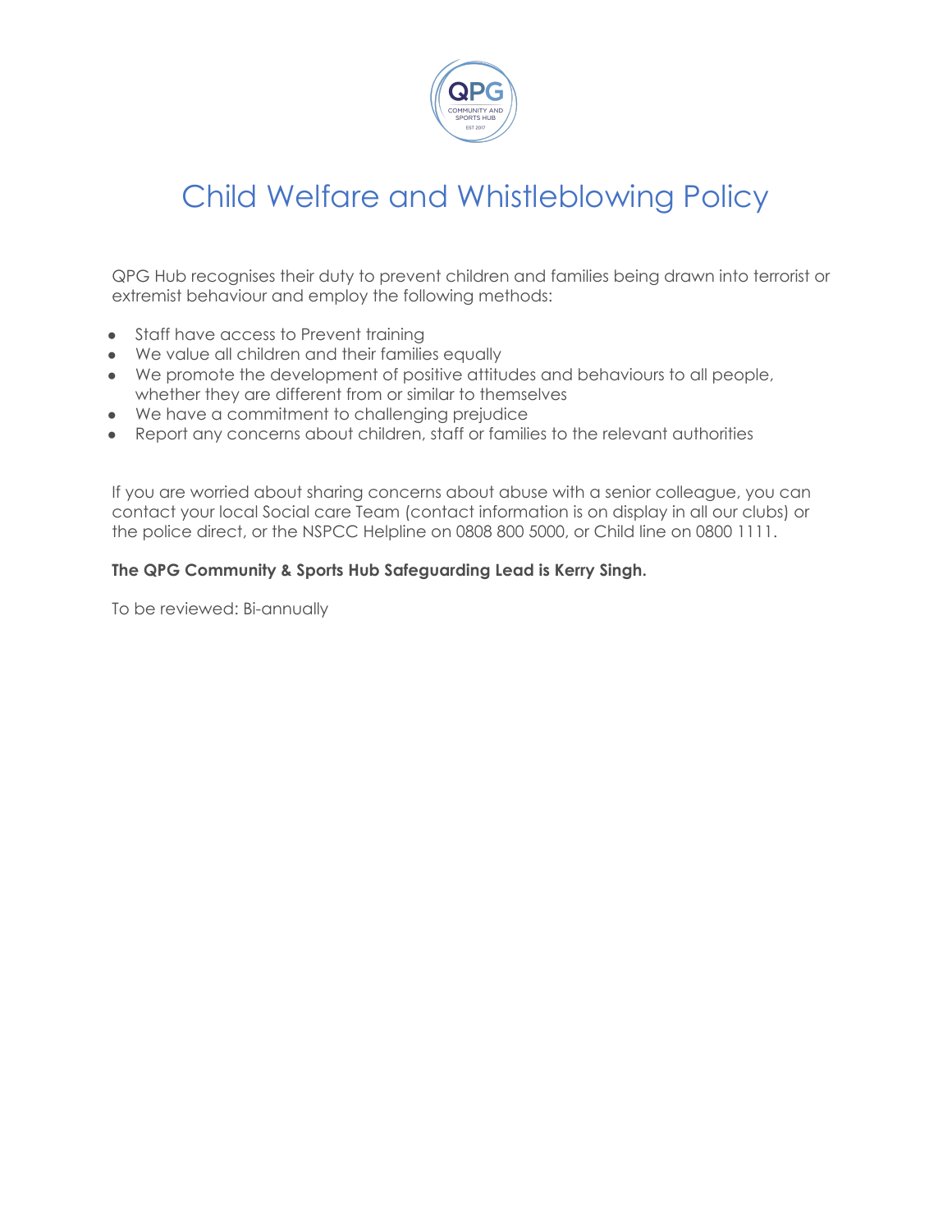# Child Welfare and Whistleblowing Policy

QPG Hub recognises their duty to prevent children and families being drawn into terrorist or extremist behaviour and employ the following methods:

- Staff have access to Prevent training
- We value all children and their families equally
- We promote the development of positive attitudes and behaviours to all people, whether they are different from or similar to themselves
- We have a commitment to challenging prejudice
- Report any concerns about children, staff or families to the relevant authorities

If you are worried about sharing concerns about abuse with a senior colleague, you can contact your local Social care Team (contact information is on display in all our clubs) or the police direct, or the NSPCC Helpline on 0808 800 5000, or Child line on 0800 1111.

**The QPG Community & Sports Hub Safeguarding Lead is Kerry Singh.**

To be reviewed: Bi-annually